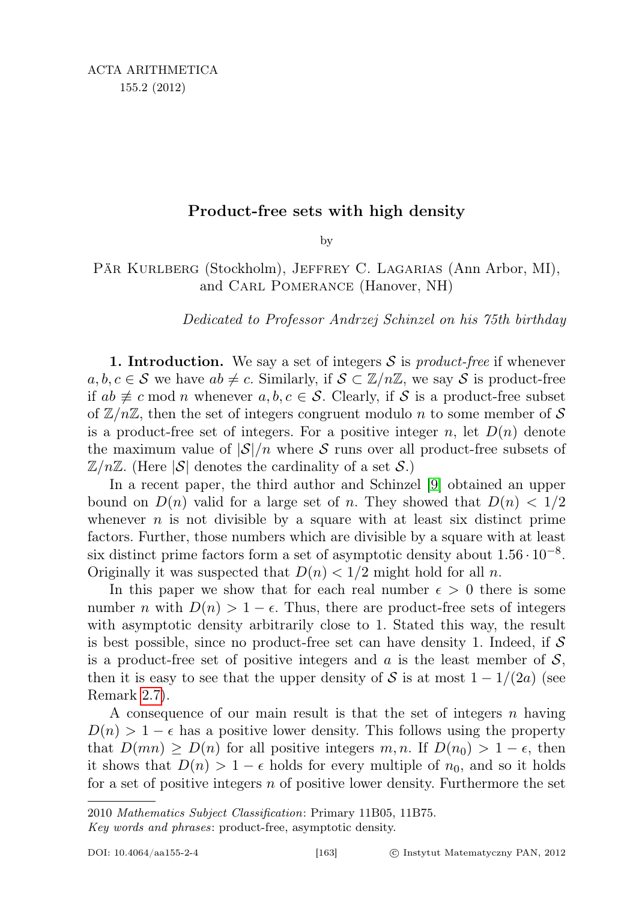# Product-free sets with high density

by

Pär Kurlberg (Stockholm), Jeffrey C. Lagarias (Ann Arbor, MI), and Carl Pomerance (Hanover, NH)

*Dedicated to Professor Andrzej Schinzel on his 75th birthday*

**1. Introduction.** We say a set of integers $\mathcal{S}$ is *product-free* if whenever $a, b, c \in \mathcal{S}$ we have $ab \neq c$. Similarly, if $\mathcal{S} \subset \mathbb{Z}/n\mathbb{Z}$, we say $\mathcal{S}$ is product-free if $ab \not\equiv c \bmod n$ whenever $a, b, c \in \mathcal{S}$. Clearly, if $\mathcal{S}$ is a product-free subset of $\mathbb{Z}/n\mathbb{Z}$, then the set of integers congruent modulo $n$ to some member of $\mathcal{S}$ is a product-free set of integers. For a positive integer $n$, let $D(n)$ denote the maximum value of $|\mathcal{S}|/n$ where $\mathcal{S}$ runs over all product-free subsets of $\mathbb{Z}/n\mathbb{Z}$. (Here $|\mathcal{S}|$ denotes the cardinality of a set $\mathcal{S}$.)

In a recent paper, the third author and Schinzel [9] obtained an upper bound on $D(n)$ valid for a large set of $n$. They showed that $D(n) < 1/2$ whenever $n$ is not divisible by a square with at least six distinct prime factors. Further, those numbers which are divisible by a square with at least six distinct prime factors form a set of asymptotic density about $1.56 \cdot 10^{-8}$. Originally it was suspected that $D(n) < 1/2$ might hold for all $n$.

In this paper we show that for each real number $\epsilon > 0$ there is some number $n$ with $D(n) > 1 - \epsilon$. Thus, there are product-free sets of integers with asymptotic density arbitrarily close to 1. Stated this way, the result is best possible, since no product-free set can have density 1. Indeed, if $\mathcal{S}$ is a product-free set of positive integers and $a$ is the least member of $\mathcal{S}$, then it is easy to see that the upper density of $\mathcal{S}$ is at most $1 - 1/(2a)$ (see Remark 2.7).

A consequence of our main result is that the set of integers $n$ having $D(n) > 1 - \epsilon$ has a positive lower density. This follows using the property that $D(mn) \geq D(n)$ for all positive integers $m, n$. If $D(n_0) > 1 - \epsilon$, then it shows that $D(n) > 1 - \epsilon$ holds for every multiple of $n_0$, and so it holds for a set of positive integers $n$ of positive lower density. Furthermore the set

---

2010 *Mathematics Subject Classification*: Primary 11B05, 11B75.

*Key words and phrases*: product-free, asymptotic density.

DOI: 10.4064/aa155-2-4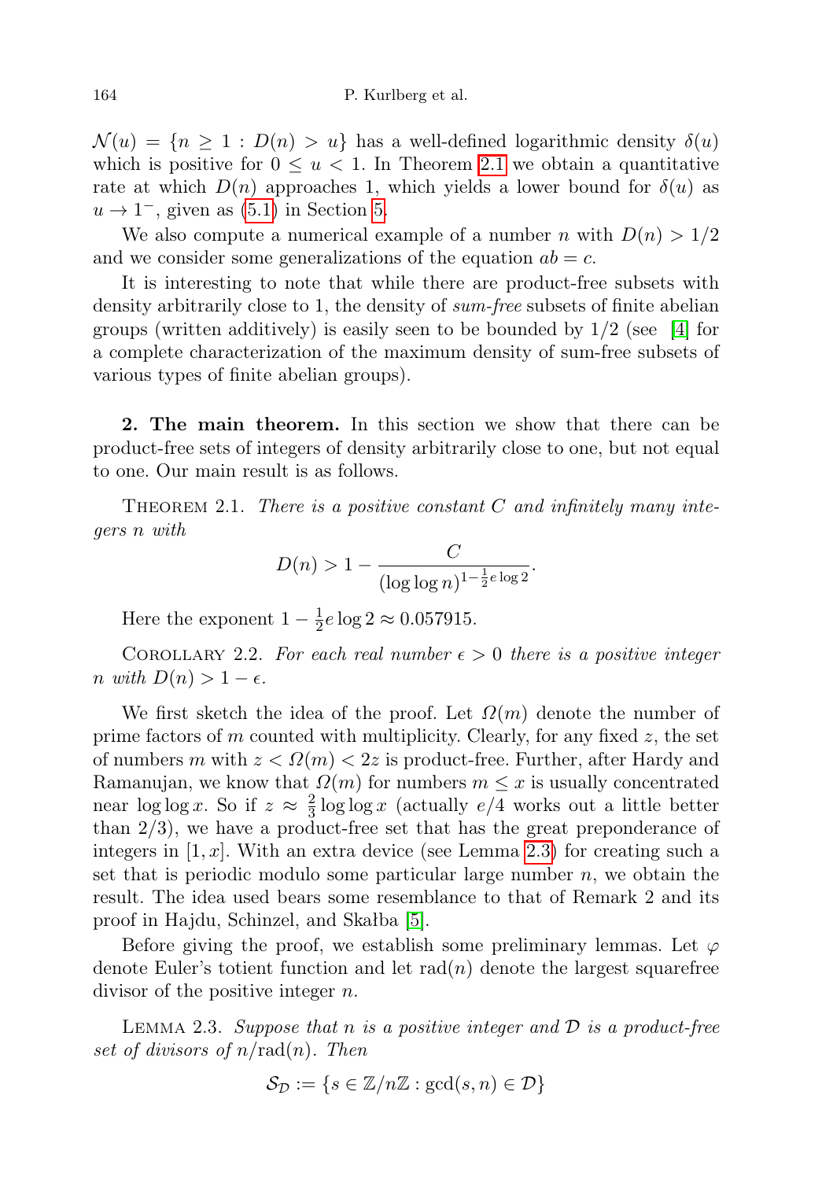$\mathcal{N}(u) = \{n \geq 1 : D(n) > u\}$ has a well-defined logarithmic density $\delta(u)$ which is positive for $0 \leq u < 1$. In Theorem 2.1 we obtain a quantitative rate at which $D(n)$ approaches 1, which yields a lower bound for $\delta(u)$ as $u \to 1^-$, given as (5.1) in Section 5.

We also compute a numerical example of a number $n$ with $D(n) > 1/2$ and we consider some generalizations of the equation $ab = c$.

It is interesting to note that while there are product-free subsets with density arbitrarily close to 1, the density of *sum-free* subsets of finite abelian groups (written additively) is easily seen to be bounded by $1/2$ (see [4] for a complete characterization of the maximum density of sum-free subsets of various types of finite abelian groups).

## 2. The main theorem.

In this section we show that there can be product-free sets of integers of density arbitrarily close to one, but not equal to one. Our main result is as follows.

THEOREM 2.1. *There is a positive constant $C$ and infinitely many integers $n$ with*

$$D(n) > 1 - \frac{C}{(\log\log n)^{1-\frac{1}{2}e\log 2}}.$$

Here the exponent $1 - \frac{1}{2}e\log 2 \approx 0.057915$.

COROLLARY 2.2. *For each real number $\epsilon > 0$ there is a positive integer $n$ with $D(n) > 1 - \epsilon$.*

We first sketch the idea of the proof. Let $\Omega(m)$ denote the number of prime factors of $m$ counted with multiplicity. Clearly, for any fixed $z$, the set of numbers $m$ with $z < \Omega(m) < 2z$ is product-free. Further, after Hardy and Ramanujan, we know that $\Omega(m)$ for numbers $m \leq x$ is usually concentrated near $\log\log x$. So if $z \approx \frac{2}{3}\log\log x$ (actually $e/4$ works out a little better than $2/3$), we have a product-free set that has the great preponderance of integers in $[1, x]$. With an extra device (see Lemma 2.3) for creating such a set that is periodic modulo some particular large number $n$, we obtain the result. The idea used bears some resemblance to that of Remark 2 and its proof in Hajdu, Schinzel, and Skałba [5].

Before giving the proof, we establish some preliminary lemmas. Let $\varphi$ denote Euler's totient function and let $\mathrm{rad}(n)$ denote the largest squarefree divisor of the positive integer $n$.

LEMMA 2.3. *Suppose that $n$ is a positive integer and $\mathcal{D}$ is a product-free set of divisors of $n/\mathrm{rad}(n)$. Then*

$$\mathcal{S}_{\mathcal{D}} := \{s \in \mathbb{Z}/n\mathbb{Z} : \gcd(s, n) \in \mathcal{D}\}$$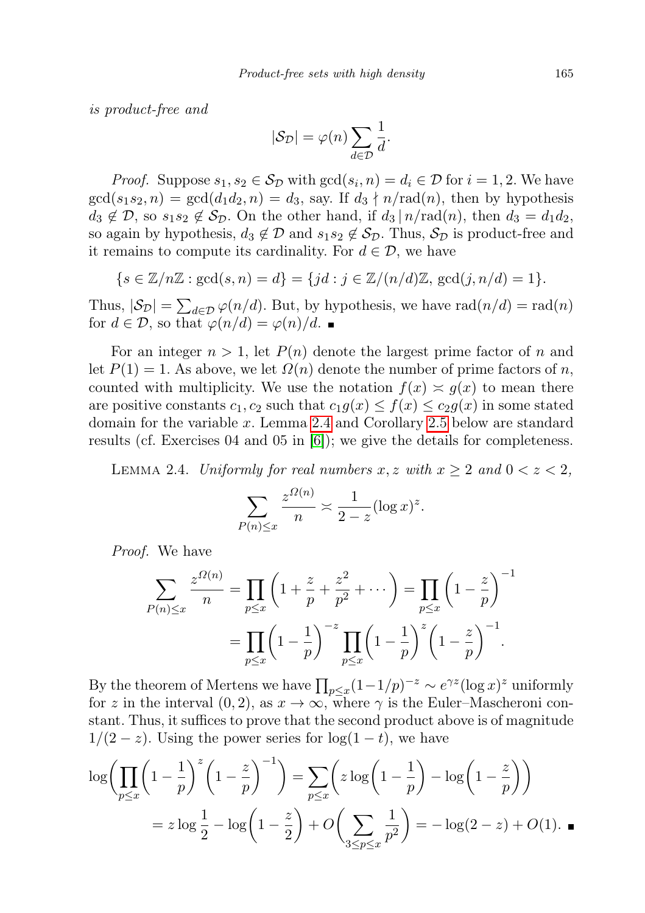*is product-free and*

$$|\mathcal{S}_{\mathcal{D}}| = \varphi(n) \sum_{d \in \mathcal{D}} \frac{1}{d}.$$

*Proof.* Suppose $s_1, s_2 \in \mathcal{S}_{\mathcal{D}}$ with $\gcd(s_i, n) = d_i \in \mathcal{D}$ for $i = 1, 2$. We have $\gcd(s_1 s_2, n) = \gcd(d_1 d_2, n) = d_3$, say. If $d_3 \nmid n/\mathrm{rad}(n)$, then by hypothesis $d_3 \notin \mathcal{D}$, so $s_1 s_2 \notin \mathcal{S}_{\mathcal{D}}$. On the other hand, if $d_3 \mid n/\mathrm{rad}(n)$, then $d_3 = d_1 d_2$, so again by hypothesis, $d_3 \notin \mathcal{D}$ and $s_1 s_2 \notin \mathcal{S}_{\mathcal{D}}$. Thus, $\mathcal{S}_{\mathcal{D}}$ is product-free and it remains to compute its cardinality. For $d \in \mathcal{D}$, we have

$$\{s \in \mathbb{Z}/n\mathbb{Z} : \gcd(s, n) = d\} = \{jd : j \in \mathbb{Z}/(n/d)\mathbb{Z},\ \gcd(j, n/d) = 1\}.$$

Thus, $|\mathcal{S}_{\mathcal{D}}| = \sum_{d \in \mathcal{D}} \varphi(n/d)$. But, by hypothesis, we have $\mathrm{rad}(n/d) = \mathrm{rad}(n)$ for $d \in \mathcal{D}$, so that $\varphi(n/d) = \varphi(n)/d$. ∎

For an integer $n > 1$, let $P(n)$ denote the largest prime factor of $n$ and let $P(1) = 1$. As above, we let $\Omega(n)$ denote the number of prime factors of $n$, counted with multiplicity. We use the notation $f(x) \asymp g(x)$ to mean there are positive constants $c_1, c_2$ such that $c_1 g(x) \le f(x) \le c_2 g(x)$ in some stated domain for the variable $x$. Lemma 2.4 and Corollary 2.5 below are standard results (cf. Exercises 04 and 05 in [6]); we give the details for completeness.

LEMMA 2.4. *Uniformly for real numbers $x, z$ with $x \ge 2$ and $0 < z < 2$,*

$$\sum_{P(n) \le x} \frac{z^{\Omega(n)}}{n} \asymp \frac{1}{2 - z} (\log x)^z.$$

*Proof.* We have

$$\sum_{P(n) \le x} \frac{z^{\Omega(n)}}{n} = \prod_{p \le x} \left(1 + \frac{z}{p} + \frac{z^2}{p^2} + \cdots\right) = \prod_{p \le x} \left(1 - \frac{z}{p}\right)^{-1}$$
$$= \prod_{p \le x} \left(1 - \frac{1}{p}\right)^{-z} \prod_{p \le x} \left(1 - \frac{1}{p}\right)^{z} \left(1 - \frac{z}{p}\right)^{-1}.$$

By the theorem of Mertens we have $\prod_{p \le x} (1 - 1/p)^{-z} \sim e^{\gamma z} (\log x)^z$ uniformly for $z$ in the interval $(0, 2)$, as $x \to \infty$, where $\gamma$ is the Euler–Mascheroni constant. Thus, it suffices to prove that the second product above is of magnitude $1/(2 - z)$. Using the power series for $\log(1 - t)$, we have

$$\log\biggl(\prod_{p \le x} \left(1 - \frac{1}{p}\right)^{z} \left(1 - \frac{z}{p}\right)^{-1}\biggr) = \sum_{p \le x} \left(z \log\left(1 - \frac{1}{p}\right) - \log\left(1 - \frac{z}{p}\right)\right)$$
$$= z \log \frac{1}{2} - \log\left(1 - \frac{z}{2}\right) + O\biggl(\sum_{3 \le p \le x} \frac{1}{p^2}\biggr) = -\log(2 - z) + O(1). \ ∎$$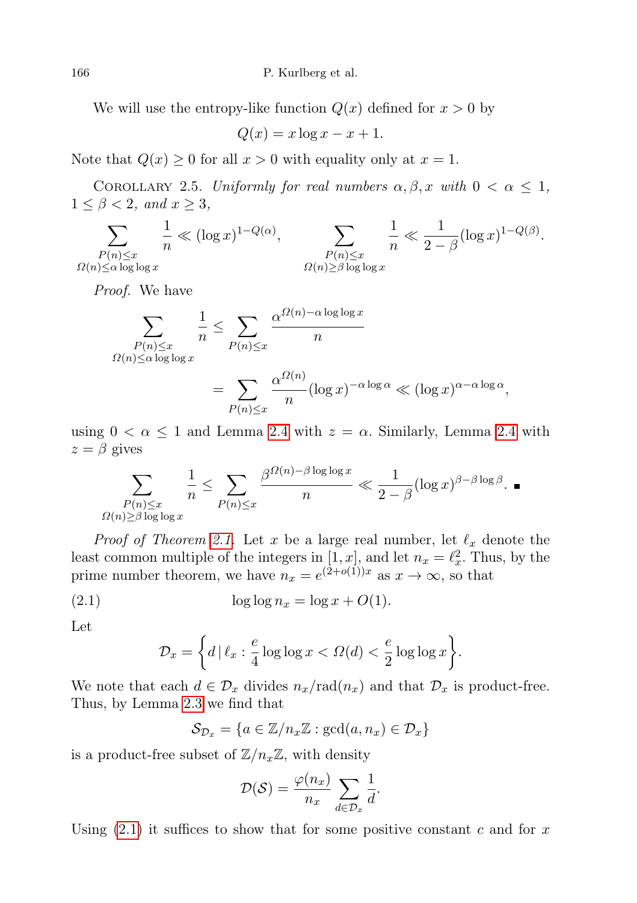We will use the entropy-like function $Q(x)$ defined for $x > 0$ by

$$Q(x) = x \log x - x + 1.$$

Note that $Q(x) \geq 0$ for all $x > 0$ with equality only at $x = 1$.

Corollary 2.5. *Uniformly for real numbers $\alpha, \beta, x$ with $0 < \alpha \leq 1$, $1 \leq \beta < 2$, and $x \geq 3$,*

$$\sum_{\substack{P(n) \leq x \\ \Omega(n) \leq \alpha \log\log x}} \frac{1}{n} \ll (\log x)^{1-Q(\alpha)}, \qquad \sum_{\substack{P(n) \leq x \\ \Omega(n) \geq \beta \log\log x}} \frac{1}{n} \ll \frac{1}{2-\beta} (\log x)^{1-Q(\beta)}.$$

*Proof.* We have

$$\sum_{\substack{P(n) \leq x \\ \Omega(n) \leq \alpha \log\log x}} \frac{1}{n} \leq \sum_{P(n) \leq x} \frac{\alpha^{\Omega(n) - \alpha \log\log x}}{n}$$

$$= \sum_{P(n) \leq x} \frac{\alpha^{\Omega(n)}}{n} (\log x)^{-\alpha \log \alpha} \ll (\log x)^{\alpha - \alpha \log \alpha},$$

using $0 < \alpha \leq 1$ and Lemma 2.4 with $z = \alpha$. Similarly, Lemma 2.4 with $z = \beta$ gives

$$\sum_{\substack{P(n) \leq x \\ \Omega(n) \geq \beta \log\log x}} \frac{1}{n} \leq \sum_{P(n) \leq x} \frac{\beta^{\Omega(n) - \beta \log\log x}}{n} \ll \frac{1}{2-\beta} (\log x)^{\beta - \beta \log \beta}. \qquad \blacksquare$$

*Proof of Theorem 2.1.* Let $x$ be a large real number, let $\ell_x$ denote the least common multiple of the integers in $[1, x]$, and let $n_x = \ell_x^2$. Thus, by the prime number theorem, we have $n_x = e^{(2+o(1))x}$ as $x \to \infty$, so that

$$\log\log n_x = \log x + O(1). \tag{2.1}$$

Let

$$\mathcal{D}_x = \left\{ d \,|\, \ell_x : \frac{e}{4} \log\log x < \Omega(d) < \frac{e}{2} \log\log x \right\}.$$

We note that each $d \in \mathcal{D}_x$ divides $n_x/\mathrm{rad}(n_x)$ and that $\mathcal{D}_x$ is product-free. Thus, by Lemma 2.3 we find that

$$\mathcal{S}_{\mathcal{D}_x} = \{ a \in \mathbb{Z}/n_x\mathbb{Z} : \gcd(a, n_x) \in \mathcal{D}_x \}$$

is a product-free subset of $\mathbb{Z}/n_x\mathbb{Z}$, with density

$$\mathcal{D}(\mathcal{S}) = \frac{\varphi(n_x)}{n_x} \sum_{d \in \mathcal{D}_x} \frac{1}{d}.$$

Using (2.1) it suffices to show that for some positive constant $c$ and for $x$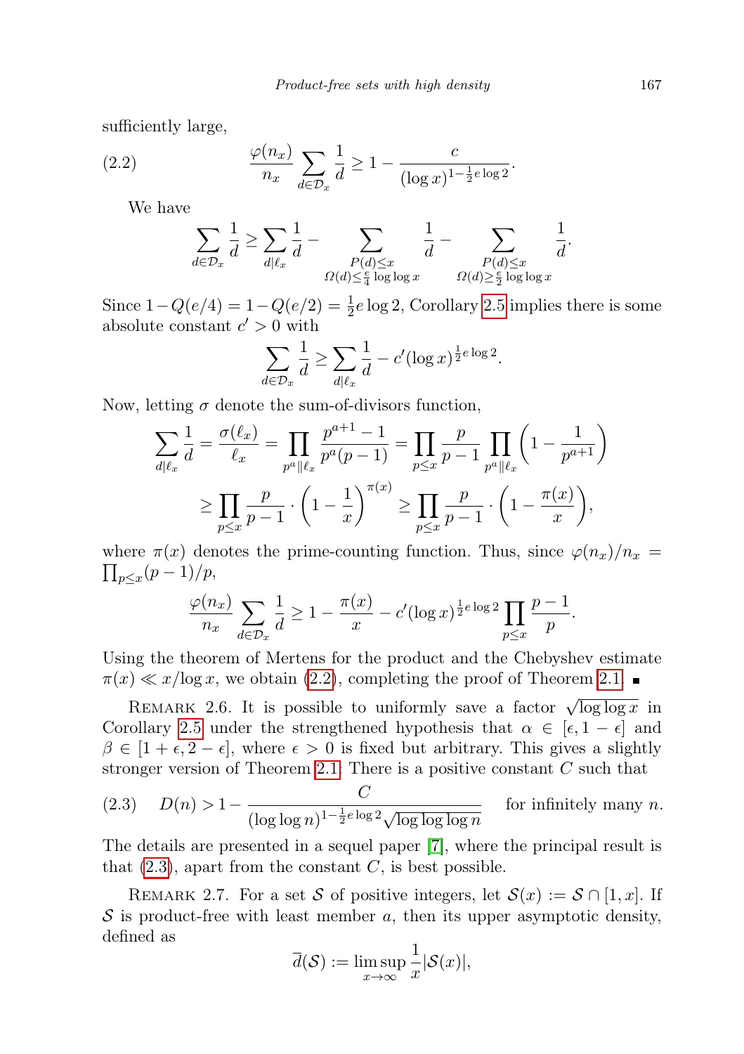sufficiently large,

$$\frac{\varphi(n_x)}{n_x}\sum_{d\in\mathcal{D}_x}\frac{1}{d}\ge 1-\frac{c}{(\log x)^{1-\frac{1}{2}e\log 2}}. \tag{2.2}$$

We have

$$\sum_{d\in\mathcal{D}_x}\frac{1}{d}\ge\sum_{d\mid \ell_x}\frac{1}{d}-\sum_{\substack{P(d)\le x\\ \Omega(d)\le\frac{e}{4}\log\log x}}\frac{1}{d}-\sum_{\substack{P(d)\le x\\ \Omega(d)\ge\frac{e}{2}\log\log x}}\frac{1}{d}.$$

Since $1-Q(e/4)=1-Q(e/2)=\frac{1}{2}e\log 2$, Corollary 2.5 implies there is some absolute constant $c'>0$ with

$$\sum_{d\in\mathcal{D}_x}\frac{1}{d}\ge\sum_{d\mid \ell_x}\frac{1}{d}-c'(\log x)^{\frac{1}{2}e\log 2}.$$

Now, letting $\sigma$ denote the sum-of-divisors function,

$$\begin{aligned}\sum_{d\mid\ell_x}\frac{1}{d}&=\frac{\sigma(\ell_x)}{\ell_x}=\prod_{p^a\,\|\,\ell_x}\frac{p^{a+1}-1}{p^a(p-1)}=\prod_{p\le x}\frac{p}{p-1}\prod_{p^a\,\|\,\ell_x}\left(1-\frac{1}{p^{a+1}}\right)\\ &\ge\prod_{p\le x}\frac{p}{p-1}\cdot\left(1-\frac{1}{x}\right)^{\pi(x)}\ge\prod_{p\le x}\frac{p}{p-1}\cdot\left(1-\frac{\pi(x)}{x}\right),\end{aligned}$$

where $\pi(x)$ denotes the prime-counting function. Thus, since $\varphi(n_x)/n_x=\prod_{p\le x}(p-1)/p$,

$$\frac{\varphi(n_x)}{n_x}\sum_{d\in\mathcal{D}_x}\frac{1}{d}\ge 1-\frac{\pi(x)}{x}-c'(\log x)^{\frac{1}{2}e\log 2}\prod_{p\le x}\frac{p-1}{p}.$$

Using the theorem of Mertens for the product and the Chebyshev estimate $\pi(x)\ll x/\log x$, we obtain (2.2), completing the proof of Theorem 2.1. ∎

Remark 2.6. It is possible to uniformly save a factor $\sqrt{\log\log x}$ in Corollary 2.5 under the strengthened hypothesis that $\alpha\in[\epsilon,1-\epsilon]$ and $\beta\in[1+\epsilon,2-\epsilon]$, where $\epsilon>0$ is fixed but arbitrary. This gives a slightly stronger version of Theorem 2.1: There is a positive constant $C$ such that

$$D(n)>1-\frac{C}{(\log\log n)^{1-\frac{1}{2}e\log 2}\sqrt{\log\log\log n}}\quad\text{for infinitely many } n. \tag{2.3}$$

The details are presented in a sequel paper [7], where the principal result is that (2.3), apart from the constant $C$, is best possible.

Remark 2.7. For a set $\mathcal{S}$ of positive integers, let $\mathcal{S}(x):=\mathcal{S}\cap[1,x]$. If $\mathcal{S}$ is product-free with least member $a$, then its upper asymptotic density, defined as

$$\overline{d}(\mathcal{S}):=\limsup_{x\to\infty}\frac{1}{x}|\mathcal{S}(x)|,$$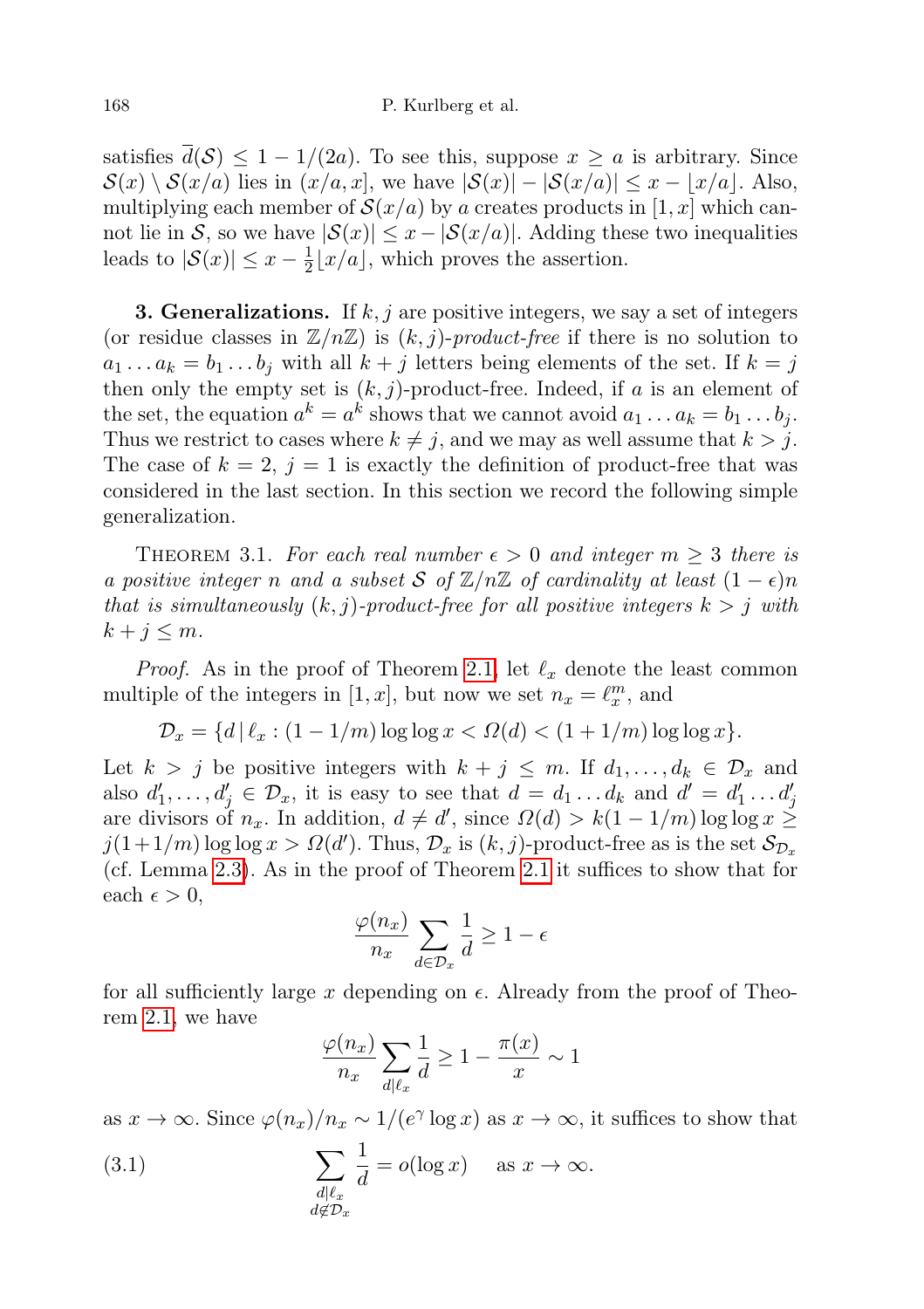satisfies $\overline{d}(\mathcal{S}) \le 1 - 1/(2a)$. To see this, suppose $x \ge a$ is arbitrary. Since $\mathcal{S}(x) \setminus \mathcal{S}(x/a)$ lies in $(x/a, x]$, we have $|\mathcal{S}(x)| - |\mathcal{S}(x/a)| \le x - \lfloor x/a \rfloor$. Also, multiplying each member of $\mathcal{S}(x/a)$ by $a$ creates products in $[1, x]$ which cannot lie in $\mathcal{S}$, so we have $|\mathcal{S}(x)| \le x - |\mathcal{S}(x/a)|$. Adding these two inequalities leads to $|\mathcal{S}(x)| \le x - \frac{1}{2}\lfloor x/a \rfloor$, which proves the assertion.

**3. Generalizations.** If $k, j$ are positive integers, we say a set of integers (or residue classes in $\mathbb{Z}/n\mathbb{Z}$) is $(k, j)$-*product-free* if there is no solution to $a_1 \ldots a_k = b_1 \ldots b_j$ with all $k + j$ letters being elements of the set. If $k = j$ then only the empty set is $(k, j)$-product-free. Indeed, if $a$ is an element of the set, the equation $a^k = a^k$ shows that we cannot avoid $a_1 \ldots a_k = b_1 \ldots b_j$. Thus we restrict to cases where $k \neq j$, and we may as well assume that $k > j$. The case of $k = 2$, $j = 1$ is exactly the definition of product-free that was considered in the last section. In this section we record the following simple generalization.

Theorem 3.1. *For each real number $\epsilon > 0$ and integer $m \ge 3$ there is a positive integer $n$ and a subset $\mathcal{S}$ of $\mathbb{Z}/n\mathbb{Z}$ of cardinality at least $(1 - \epsilon)n$ that is simultaneously $(k, j)$-product-free for all positive integers $k > j$ with $k + j \le m$.*

*Proof.* As in the proof of Theorem 2.1, let $\ell_x$ denote the least common multiple of the integers in $[1, x]$, but now we set $n_x = \ell_x^m$, and

$$\mathcal{D}_x = \{d \mid \ell_x : (1 - 1/m)\log\log x < \Omega(d) < (1 + 1/m)\log\log x\}.$$

Let $k > j$ be positive integers with $k + j \le m$. If $d_1, \ldots, d_k \in \mathcal{D}_x$ and also $d_1', \ldots, d_j' \in \mathcal{D}_x$, it is easy to see that $d = d_1 \ldots d_k$ and $d' = d_1' \ldots d_j'$ are divisors of $n_x$. In addition, $d \neq d'$, since $\Omega(d) > k(1 - 1/m)\log\log x \ge j(1 + 1/m)\log\log x > \Omega(d')$. Thus, $\mathcal{D}_x$ is $(k, j)$-product-free as is the set $\mathcal{S}_{\mathcal{D}_x}$ (cf. Lemma 2.3). As in the proof of Theorem 2.1 it suffices to show that for each $\epsilon > 0$,

$$\frac{\varphi(n_x)}{n_x}\sum_{d \in \mathcal{D}_x}\frac{1}{d} \ge 1 - \epsilon$$

for all sufficiently large $x$ depending on $\epsilon$. Already from the proof of Theorem 2.1, we have

$$\frac{\varphi(n_x)}{n_x}\sum_{d \mid \ell_x}\frac{1}{d} \ge 1 - \frac{\pi(x)}{x} \sim 1$$

as $x \to \infty$. Since $\varphi(n_x)/n_x \sim 1/(e^\gamma \log x)$ as $x \to \infty$, it suffices to show that

$$\sum_{\substack{d \mid \ell_x \\ d \notin \mathcal{D}_x}}\frac{1}{d} = o(\log x) \quad \text{as } x \to \infty. \tag{3.1}$$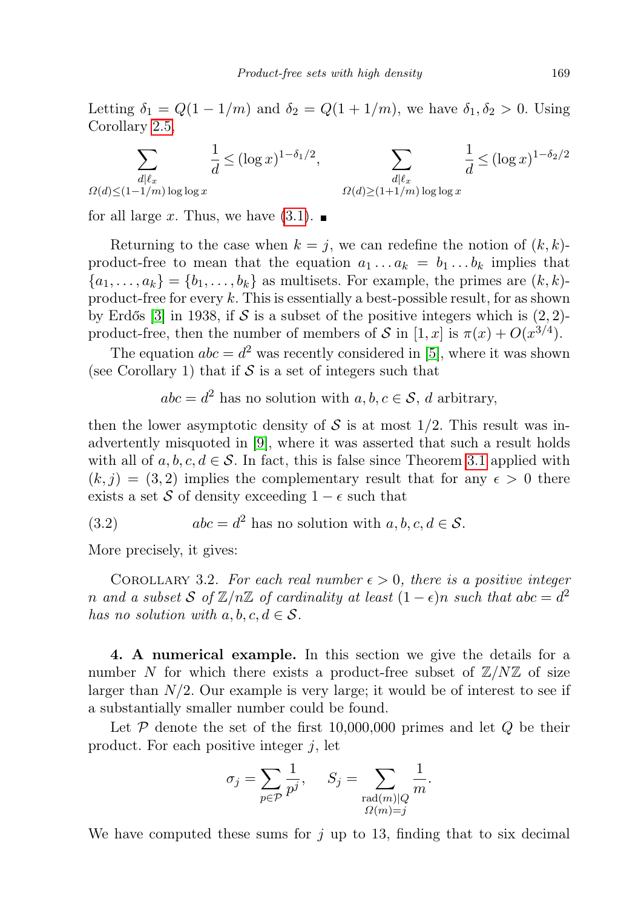Letting $\delta_1 = Q(1 - 1/m)$ and $\delta_2 = Q(1 + 1/m)$, we have $\delta_1, \delta_2 > 0$. Using Corollary 2.5,

$$\sum_{\substack{d \mid \ell_x \\ \Omega(d) \le (1-1/m)\log\log x}} \frac{1}{d} \le (\log x)^{1-\delta_1/2}, \qquad \sum_{\substack{d \mid \ell_x \\ \Omega(d) \ge (1+1/m)\log\log x}} \frac{1}{d} \le (\log x)^{1-\delta_2/2}$$

for all large $x$. Thus, we have (3.1). ∎

Returning to the case when $k = j$, we can redefine the notion of $(k,k)$-product-free to mean that the equation $a_1 \ldots a_k = b_1 \ldots b_k$ implies that $\{a_1, \ldots, a_k\} = \{b_1, \ldots, b_k\}$ as multisets. For example, the primes are $(k,k)$-product-free for every $k$. This is essentially a best-possible result, for as shown by Erdős [3] in 1938, if $\mathcal{S}$ is a subset of the positive integers which is $(2,2)$-product-free, then the number of members of $\mathcal{S}$ in $[1,x]$ is $\pi(x) + O(x^{3/4})$.

The equation $abc = d^2$ was recently considered in [5], where it was shown (see Corollary 1) that if $\mathcal{S}$ is a set of integers such that

$$abc = d^2 \text{ has no solution with } a, b, c \in \mathcal{S},\ d \text{ arbitrary},$$

then the lower asymptotic density of $\mathcal{S}$ is at most $1/2$. This result was inadvertently misquoted in [9], where it was asserted that such a result holds with all of $a, b, c, d \in \mathcal{S}$. In fact, this is false since Theorem 3.1 applied with $(k,j) = (3,2)$ implies the complementary result that for any $\epsilon > 0$ there exists a set $\mathcal{S}$ of density exceeding $1 - \epsilon$ such that

$$abc = d^2 \text{ has no solution with } a, b, c, d \in \mathcal{S}. \tag{3.2}$$

More precisely, it gives:

Corollary 3.2. *For each real number $\epsilon > 0$, there is a positive integer $n$ and a subset $\mathcal{S}$ of $\mathbb{Z}/n\mathbb{Z}$ of cardinality at least $(1-\epsilon)n$ such that $abc = d^2$ has no solution with $a, b, c, d \in \mathcal{S}$.*

**4. A numerical example.** In this section we give the details for a number $N$ for which there exists a product-free subset of $\mathbb{Z}/N\mathbb{Z}$ of size larger than $N/2$. Our example is very large; it would be of interest to see if a substantially smaller number could be found.

Let $\mathcal{P}$ denote the set of the first 10,000,000 primes and let $Q$ be their product. For each positive integer $j$, let

$$\sigma_j = \sum_{p \in \mathcal{P}} \frac{1}{p^j}, \qquad S_j = \sum_{\substack{\mathrm{rad}(m) \mid Q \\ \Omega(m) = j}} \frac{1}{m}.$$

We have computed these sums for $j$ up to 13, finding that to six decimal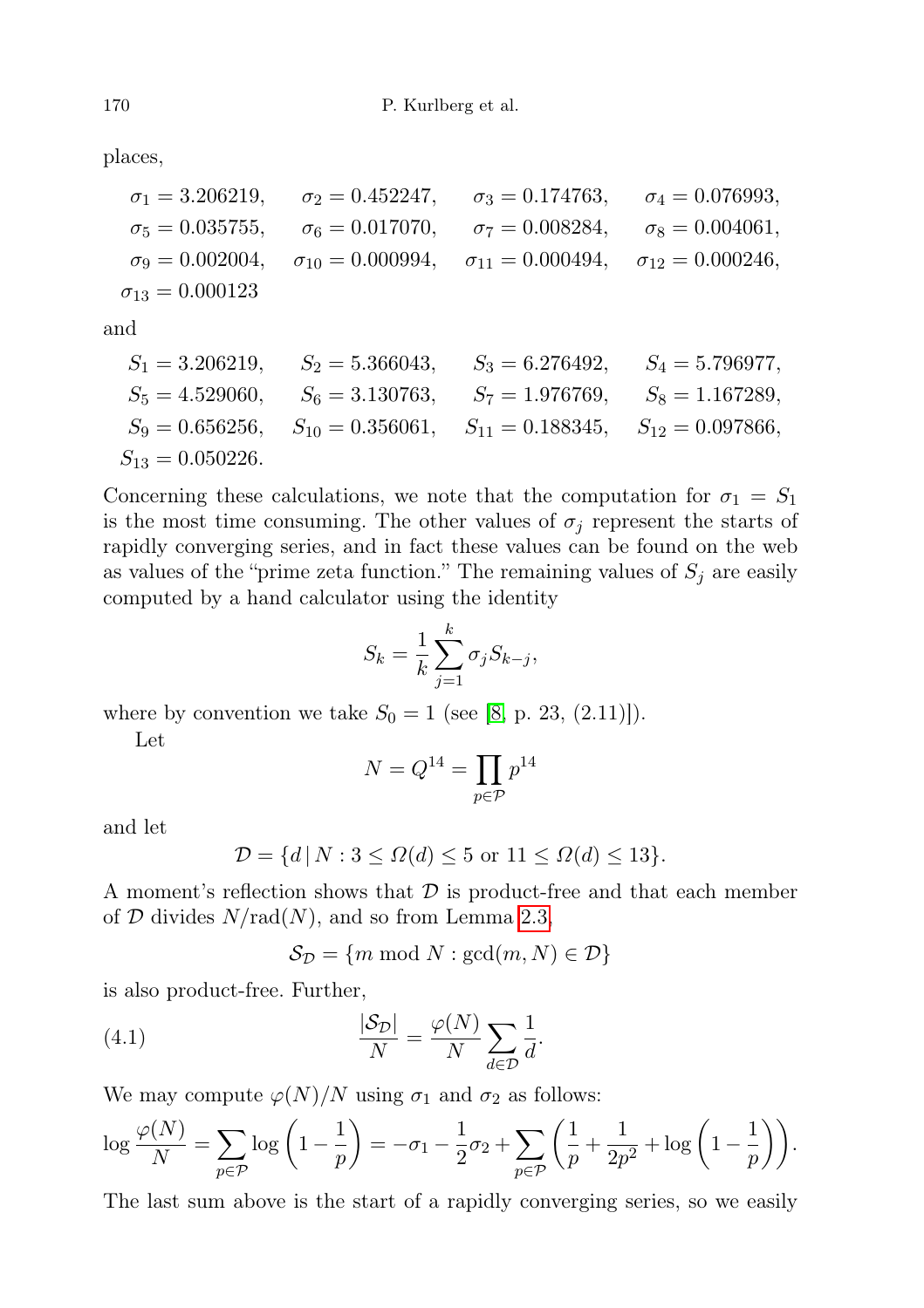places,

$$
\begin{array}{llll}
\sigma_1 = 3.206219, & \sigma_2 = 0.452247, & \sigma_3 = 0.174763, & \sigma_4 = 0.076993, \\
\sigma_5 = 0.035755, & \sigma_6 = 0.017070, & \sigma_7 = 0.008284, & \sigma_8 = 0.004061, \\
\sigma_9 = 0.002004, & \sigma_{10} = 0.000994, & \sigma_{11} = 0.000494, & \sigma_{12} = 0.000246, \\
\sigma_{13} = 0.000123 & & &
\end{array}
$$

and

$$
\begin{array}{llll}
S_1 = 3.206219, & S_2 = 5.366043, & S_3 = 6.276492, & S_4 = 5.796977, \\
S_5 = 4.529060, & S_6 = 3.130763, & S_7 = 1.976769, & S_8 = 1.167289, \\
S_9 = 0.656256, & S_{10} = 0.356061, & S_{11} = 0.188345, & S_{12} = 0.097866, \\
S_{13} = 0.050226. & & &
\end{array}
$$

Concerning these calculations, we note that the computation for $\sigma_1 = S_1$ is the most time consuming. The other values of $\sigma_j$ represent the starts of rapidly converging series, and in fact these values can be found on the web as values of the "prime zeta function." The remaining values of $S_j$ are easily computed by a hand calculator using the identity

$$
S_k = \frac{1}{k}\sum_{j=1}^{k} \sigma_j S_{k-j},
$$

where by convention we take $S_0 = 1$ (see [8, p. 23, (2.11)]).

Let

$$
N = Q^{14} = \prod_{p \in \mathcal{P}} p^{14}
$$

and let

$$
\mathcal{D} = \{d \mid N : 3 \le \Omega(d) \le 5 \text{ or } 11 \le \Omega(d) \le 13\}.
$$

A moment's reflection shows that $\mathcal{D}$ is product-free and that each member of $\mathcal{D}$ divides $N/\mathrm{rad}(N)$, and so from Lemma 2.3,

$$
\mathcal{S}_{\mathcal{D}} = \{m \bmod N : \gcd(m, N) \in \mathcal{D}\}
$$

is also product-free. Further,

$$
\frac{|\mathcal{S}_{\mathcal{D}}|}{N} = \frac{\varphi(N)}{N} \sum_{d \in \mathcal{D}} \frac{1}{d}. \tag{4.1}
$$

We may compute $\varphi(N)/N$ using $\sigma_1$ and $\sigma_2$ as follows:

$$
\log \frac{\varphi(N)}{N} = \sum_{p \in \mathcal{P}} \log\left(1 - \frac{1}{p}\right) = -\sigma_1 - \frac{1}{2}\sigma_2 + \sum_{p \in \mathcal{P}} \left(\frac{1}{p} + \frac{1}{2p^2} + \log\left(1 - \frac{1}{p}\right)\right).
$$

The last sum above is the start of a rapidly converging series, so we easily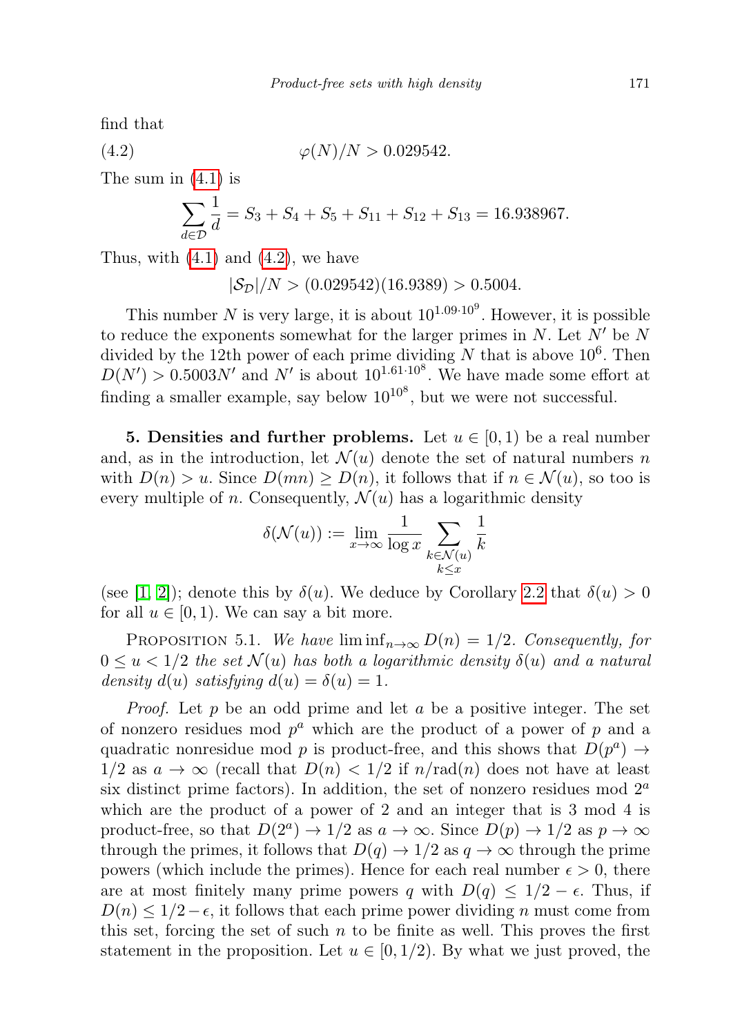find that

$$\varphi(N)/N > 0.029542. \tag{4.2}$$

The sum in (4.1) is

$$\sum_{d\in\mathcal{D}} \frac{1}{d} = S_3 + S_4 + S_5 + S_{11} + S_{12} + S_{13} = 16.938967.$$

Thus, with (4.1) and (4.2), we have

$$|\mathcal{S}_{\mathcal{D}}|/N > (0.029542)(16.9389) > 0.5004.$$

This number $N$ is very large, it is about $10^{1.09\cdot 10^9}$. However, it is possible to reduce the exponents somewhat for the larger primes in $N$. Let $N'$ be $N$ divided by the 12th power of each prime dividing $N$ that is above $10^6$. Then $D(N') > 0.5003N'$ and $N'$ is about $10^{1.61\cdot 10^8}$. We have made some effort at finding a smaller example, say below $10^{10^8}$, but we were not successful.

**5. Densities and further problems.** Let $u \in [0, 1)$ be a real number and, as in the introduction, let $\mathcal{N}(u)$ denote the set of natural numbers $n$ with $D(n) > u$. Since $D(mn) \geq D(n)$, it follows that if $n \in \mathcal{N}(u)$, so too is every multiple of $n$. Consequently, $\mathcal{N}(u)$ has a logarithmic density

$$\delta(\mathcal{N}(u)) := \lim_{x\to\infty} \frac{1}{\log x} \sum_{\substack{k\in\mathcal{N}(u)\\ k\leq x}} \frac{1}{k}$$

(see [1, 2]); denote this by $\delta(u)$. We deduce by Corollary 2.2 that $\delta(u) > 0$ for all $u \in [0, 1)$. We can say a bit more.

Proposition 5.1. *We have* $\liminf_{n\to\infty} D(n) = 1/2$. *Consequently, for* $0 \leq u < 1/2$ *the set* $\mathcal{N}(u)$ *has both a logarithmic density* $\delta(u)$ *and a natural density* $d(u)$ *satisfying* $d(u) = \delta(u) = 1$.

*Proof.* Let $p$ be an odd prime and let $a$ be a positive integer. The set of nonzero residues mod $p^a$ which are the product of a power of $p$ and a quadratic nonresidue mod $p$ is product-free, and this shows that $D(p^a) \to 1/2$ as $a \to \infty$ (recall that $D(n) < 1/2$ if $n/\mathrm{rad}(n)$ does not have at least six distinct prime factors). In addition, the set of nonzero residues mod $2^a$ which are the product of a power of 2 and an integer that is 3 mod 4 is product-free, so that $D(2^a) \to 1/2$ as $a \to \infty$. Since $D(p) \to 1/2$ as $p \to \infty$ through the primes, it follows that $D(q) \to 1/2$ as $q \to \infty$ through the prime powers (which include the primes). Hence for each real number $\epsilon > 0$, there are at most finitely many prime powers $q$ with $D(q) \leq 1/2 - \epsilon$. Thus, if $D(n) \leq 1/2 - \epsilon$, it follows that each prime power dividing $n$ must come from this set, forcing the set of such $n$ to be finite as well. This proves the first statement in the proposition. Let $u \in [0, 1/2)$. By what we just proved, the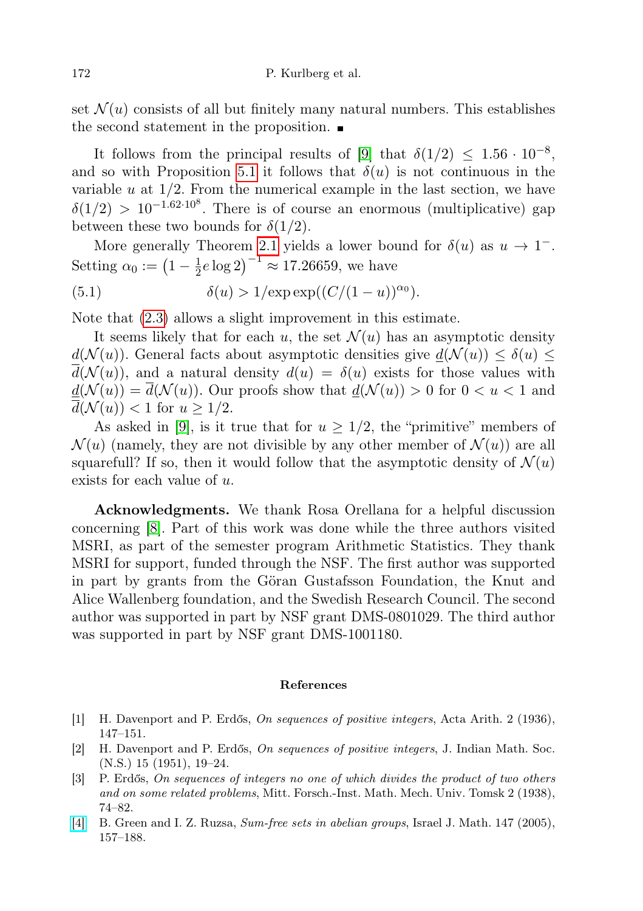set $\mathcal{N}(u)$ consists of all but finitely many natural numbers. This establishes the second statement in the proposition. ■

It follows from the principal results of [9] that $\delta(1/2) \le 1.56 \cdot 10^{-8}$, and so with Proposition 5.1 it follows that $\delta(u)$ is not continuous in the variable $u$ at $1/2$. From the numerical example in the last section, we have $\delta(1/2) > 10^{-1.62 \cdot 10^8}$. There is of course an enormous (multiplicative) gap between these two bounds for $\delta(1/2)$.

More generally Theorem 2.1 yields a lower bound for $\delta(u)$ as $u \to 1^-$. Setting $\alpha_0 := \left(1 - \frac{1}{2} e \log 2\right)^{-1} \approx 17.26659$, we have

$$\delta(u) > 1/\exp\exp((C/(1-u))^{\alpha_0}). \tag{5.1}$$

Note that (2.3) allows a slight improvement in this estimate.

It seems likely that for each $u$, the set $\mathcal{N}(u)$ has an asymptotic density $d(\mathcal{N}(u))$. General facts about asymptotic densities give $\underline{d}(\mathcal{N}(u)) \le \delta(u) \le \overline{d}(\mathcal{N}(u))$, and a natural density $d(u) = \delta(u)$ exists for those values with $\underline{d}(\mathcal{N}(u)) = \overline{d}(\mathcal{N}(u))$. Our proofs show that $\underline{d}(\mathcal{N}(u)) > 0$ for $0 < u < 1$ and $\overline{d}(\mathcal{N}(u)) < 1$ for $u \ge 1/2$.

As asked in [9], is it true that for $u \ge 1/2$, the "primitive" members of $\mathcal{N}(u)$ (namely, they are not divisible by any other member of $\mathcal{N}(u)$) are all squarefull? If so, then it would follow that the asymptotic density of $\mathcal{N}(u)$ exists for each value of $u$.

**Acknowledgments.** We thank Rosa Orellana for a helpful discussion concerning [8]. Part of this work was done while the three authors visited MSRI, as part of the semester program Arithmetic Statistics. They thank MSRI for support, funded through the NSF. The first author was supported in part by grants from the Göran Gustafsson Foundation, the Knut and Alice Wallenberg foundation, and the Swedish Research Council. The second author was supported in part by NSF grant DMS-0801029. The third author was supported in part by NSF grant DMS-1001180.

## References

[1] H. Davenport and P. Erdős, *On sequences of positive integers*, Acta Arith. 2 (1936), 147–151.

[2] H. Davenport and P. Erdős, *On sequences of positive integers*, J. Indian Math. Soc. (N.S.) 15 (1951), 19–24.

[3] P. Erdős, *On sequences of integers no one of which divides the product of two others and on some related problems*, Mitt. Forsch.-Inst. Math. Mech. Univ. Tomsk 2 (1938), 74–82.

[4] B. Green and I. Z. Ruzsa, *Sum-free sets in abelian groups*, Israel J. Math. 147 (2005), 157–188.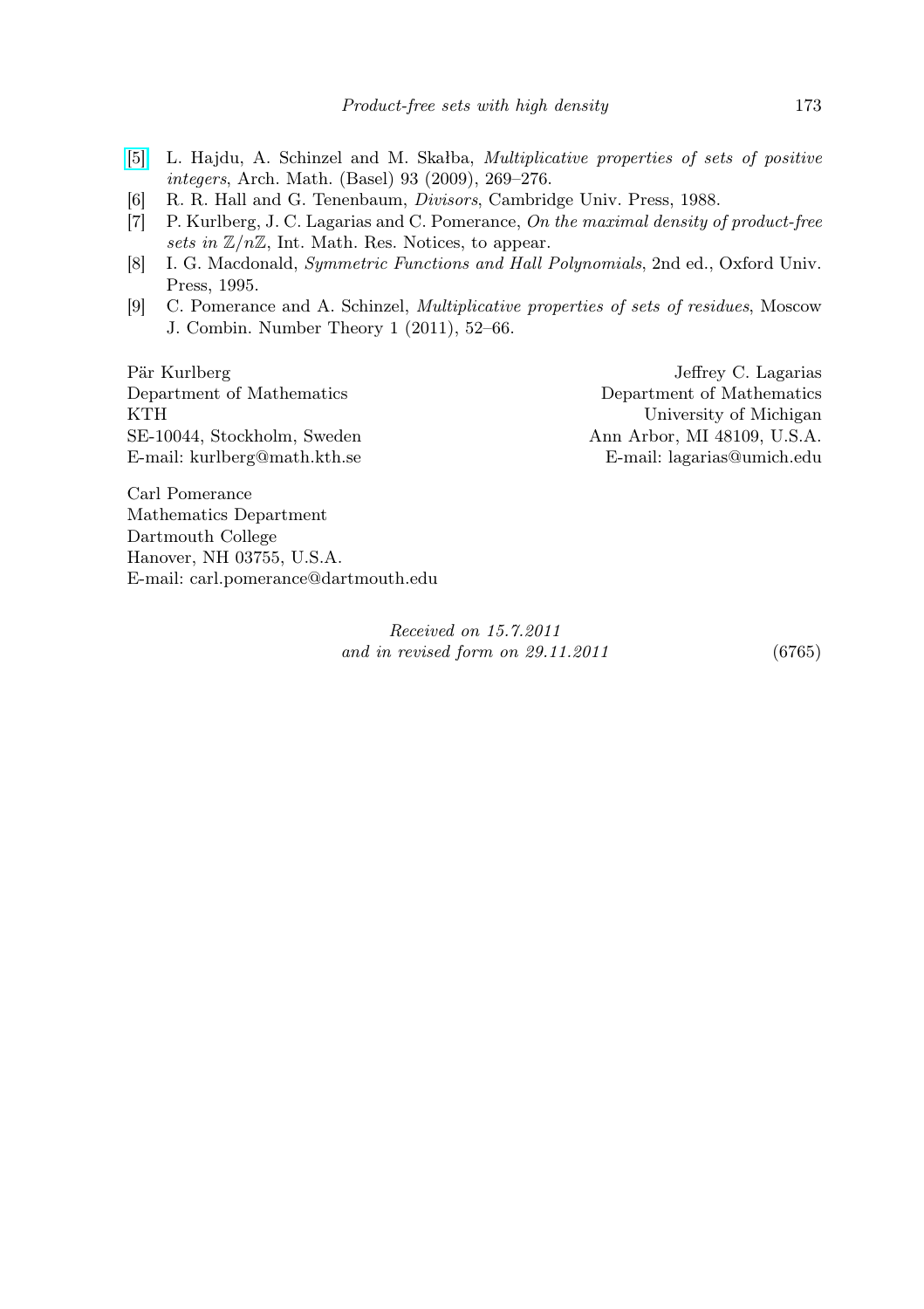[5] L. Hajdu, A. Schinzel and M. Skałba, *Multiplicative properties of sets of positive integers*, Arch. Math. (Basel) 93 (2009), 269–276.

[6] R. R. Hall and G. Tenenbaum, *Divisors*, Cambridge Univ. Press, 1988.

[7] P. Kurlberg, J. C. Lagarias and C. Pomerance, *On the maximal density of product-free sets in* $\mathbb{Z}/n\mathbb{Z}$, Int. Math. Res. Notices, to appear.

[8] I. G. Macdonald, *Symmetric Functions and Hall Polynomials*, 2nd ed., Oxford Univ. Press, 1995.

[9] C. Pomerance and A. Schinzel, *Multiplicative properties of sets of residues*, Moscow J. Combin. Number Theory 1 (2011), 52–66.

Pär Kurlberg
Department of Mathematics
KTH
SE-10044, Stockholm, Sweden
E-mail: kurlberg@math.kth.se

Jeffrey C. Lagarias
Department of Mathematics
University of Michigan
Ann Arbor, MI 48109, U.S.A.
E-mail: lagarias@umich.edu

Carl Pomerance
Mathematics Department
Dartmouth College
Hanover, NH 03755, U.S.A.
E-mail: carl.pomerance@dartmouth.edu

*Received on 15.7.2011*
*and in revised form on 29.11.2011* (6765)